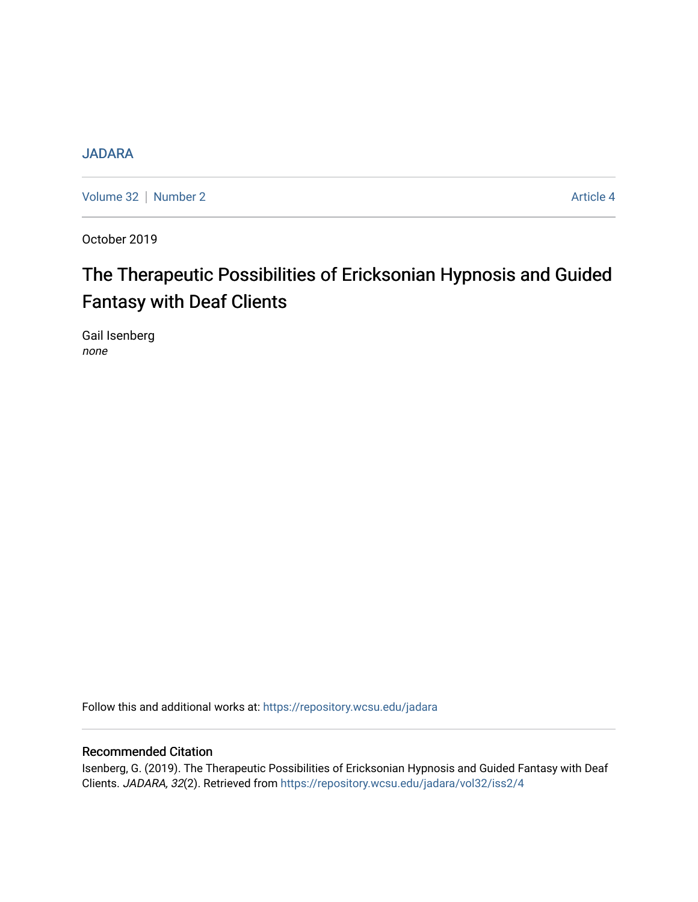JADARA

Volume 32 | Number 2 Article 4

October 2019

# The Therapeutic Possibilities of Ericksonian Hypnosis and Guided Fantasy with Deaf Clients

Gail Isenberg
*none*

Follow this and additional works at: https://repository.wcsu.edu/jadara

## Recommended Citation

Isenberg, G. (2019). The Therapeutic Possibilities of Ericksonian Hypnosis and Guided Fantasy with Deaf Clients. *JADARA, 32*(2). Retrieved from https://repository.wcsu.edu/jadara/vol32/iss2/4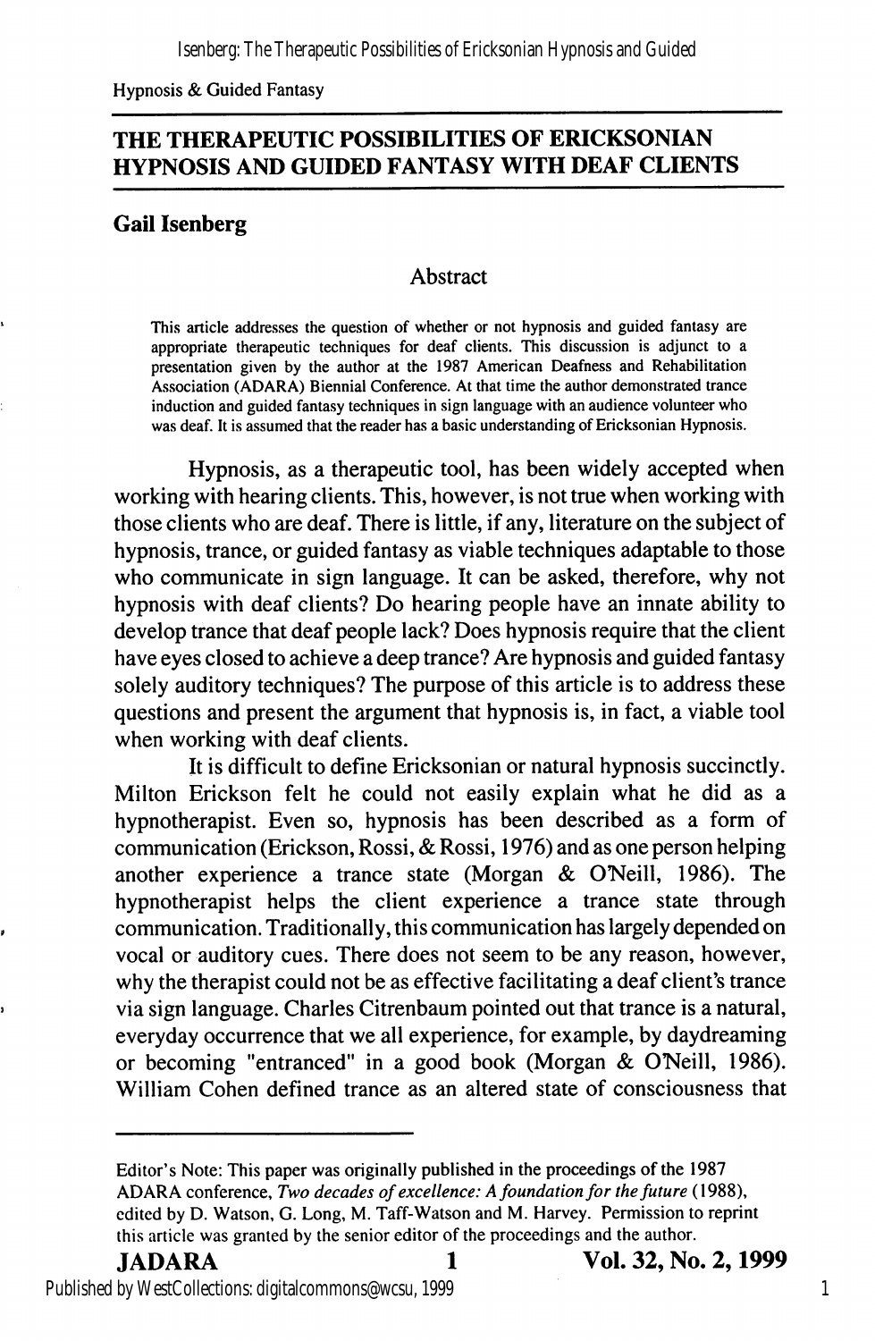## THE THERAPEUTIC POSSIBILITIES OF ERICKSONIAN HYPNOSIS AND GUIDED FANTASY WITH DEAF CLIENTS

**Gail Isenberg**

### Abstract

This article addresses the question of whether or not hypnosis and guided fantasy are appropriate therapeutic techniques for deaf clients. This discussion is adjunct to a presentation given by the author at the 1987 American Deafness and Rehabilitation Association (ADARA) Biennial Conference. At that time the author demonstrated trance induction and guided fantasy techniques in sign language with an audience volunteer who was deaf. It is assumed that the reader has a basic understanding of Ericksonian Hypnosis.

Hypnosis, as a therapeutic tool, has been widely accepted when working with hearing clients. This, however, is not true when working with those clients who are deaf. There is little, if any, literature on the subject of hypnosis, trance, or guided fantasy as viable techniques adaptable to those who communicate in sign language. It can be asked, therefore, why not hypnosis with deaf clients? Do hearing people have an innate ability to develop trance that deaf people lack? Does hypnosis require that the client have eyes closed to achieve a deep trance? Are hypnosis and guided fantasy solely auditory techniques? The purpose of this article is to address these questions and present the argument that hypnosis is, in fact, a viable tool when working with deaf clients.

It is difficult to define Ericksonian or natural hypnosis succinctly. Milton Erickson felt he could not easily explain what he did as a hypnotherapist. Even so, hypnosis has been described as a form of communication (Erickson, Rossi, & Rossi, 1976) and as one person helping another experience a trance state (Morgan & O'Neill, 1986). The hypnotherapist helps the client experience a trance state through communication. Traditionally, this communication has largely depended on vocal or auditory cues. There does not seem to be any reason, however, why the therapist could not be as effective facilitating a deaf client's trance via sign language. Charles Citrenbaum pointed out that trance is a natural, everyday occurrence that we all experience, for example, by daydreaming or becoming "entranced" in a good book (Morgan & O'Neill, 1986). William Cohen defined trance as an altered state of consciousness that

---

Editor's Note: This paper was originally published in the proceedings of the 1987 ADARA conference, *Two decades of excellence: A foundation for the future* (1988), edited by D. Watson, G. Long, M. Taff-Watson and M. Harvey. Permission to reprint this article was granted by the senior editor of the proceedings and the author.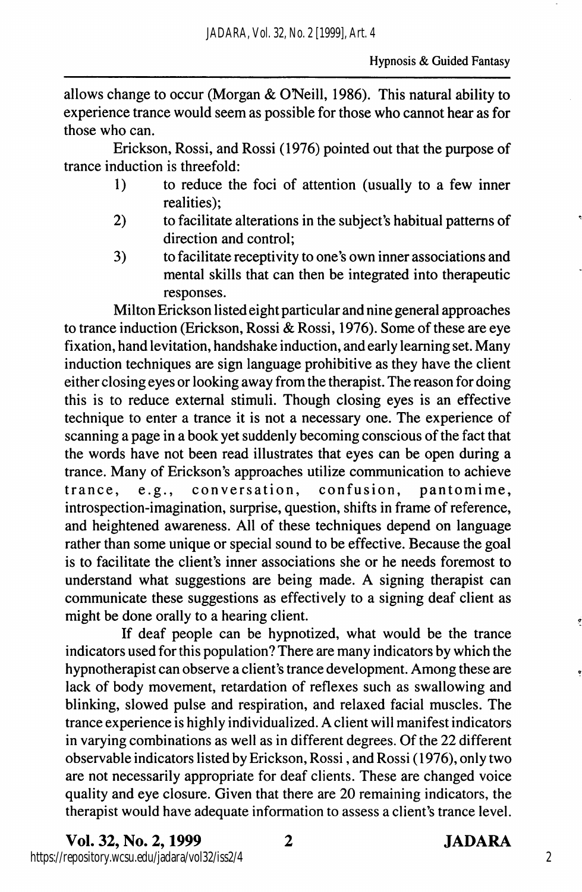allows change to occur (Morgan & O'Neill, 1986). This natural ability to experience trance would seem as possible for those who cannot hear as for those who can.

Erickson, Rossi, and Rossi (1976) pointed out that the purpose of trance induction is threefold:

1) to reduce the foci of attention (usually to a few inner realities);
2) to facilitate alterations in the subject's habitual patterns of direction and control;
3) to facilitate receptivity to one's own inner associations and mental skills that can then be integrated into therapeutic responses.

Milton Erickson listed eight particular and nine general approaches to trance induction (Erickson, Rossi & Rossi, 1976). Some of these are eye fixation, hand levitation, handshake induction, and early learning set. Many induction techniques are sign language prohibitive as they have the client either closing eyes or looking away from the therapist. The reason for doing this is to reduce external stimuli. Though closing eyes is an effective technique to enter a trance it is not a necessary one. The experience of scanning a page in a book yet suddenly becoming conscious of the fact that the words have not been read illustrates that eyes can be open during a trance. Many of Erickson's approaches utilize communication to achieve trance, e.g., conversation, confusion, pantomime, introspection-imagination, surprise, question, shifts in frame of reference, and heightened awareness. All of these techniques depend on language rather than some unique or special sound to be effective. Because the goal is to facilitate the client's inner associations she or he needs foremost to understand what suggestions are being made. A signing therapist can communicate these suggestions as effectively to a signing deaf client as might be done orally to a hearing client.

If deaf people can be hypnotized, what would be the trance indicators used for this population? There are many indicators by which the hypnotherapist can observe a client's trance development. Among these are lack of body movement, retardation of reflexes such as swallowing and blinking, slowed pulse and respiration, and relaxed facial muscles. The trance experience is highly individualized. A client will manifest indicators in varying combinations as well as in different degrees. Of the 22 different observable indicators listed by Erickson, Rossi , and Rossi (1976), only two are not necessarily appropriate for deaf clients. These are changed voice quality and eye closure. Given that there are 20 remaining indicators, the therapist would have adequate information to assess a client's trance level.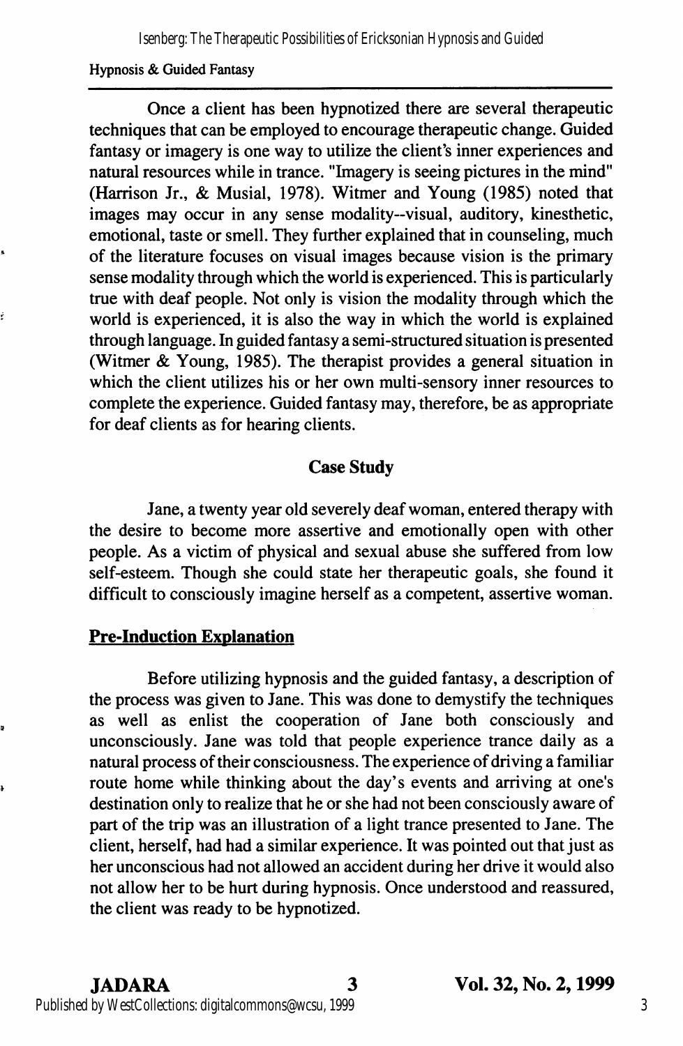Once a client has been hypnotized there are several therapeutic techniques that can be employed to encourage therapeutic change. Guided fantasy or imagery is one way to utilize the client's inner experiences and natural resources while in trance. "Imagery is seeing pictures in the mind" (Harrison Jr., & Musial, 1978). Witmer and Young (1985) noted that images may occur in any sense modality--visual, auditory, kinesthetic, emotional, taste or smell. They further explained that in counseling, much of the literature focuses on visual images because vision is the primary sense modality through which the world is experienced. This is particularly true with deaf people. Not only is vision the modality through which the world is experienced, it is also the way in which the world is explained through language. In guided fantasy a semi-structured situation is presented (Witmer & Young, 1985). The therapist provides a general situation in which the client utilizes his or her own multi-sensory inner resources to complete the experience. Guided fantasy may, therefore, be as appropriate for deaf clients as for hearing clients.

## Case Study

Jane, a twenty year old severely deaf woman, entered therapy with the desire to become more assertive and emotionally open with other people. As a victim of physical and sexual abuse she suffered from low self-esteem. Though she could state her therapeutic goals, she found it difficult to consciously imagine herself as a competent, assertive woman.

### Pre-Induction Explanation

Before utilizing hypnosis and the guided fantasy, a description of the process was given to Jane. This was done to demystify the techniques as well as enlist the cooperation of Jane both consciously and unconsciously. Jane was told that people experience trance daily as a natural process of their consciousness. The experience of driving a familiar route home while thinking about the day's events and arriving at one's destination only to realize that he or she had not been consciously aware of part of the trip was an illustration of a light trance presented to Jane. The client, herself, had had a similar experience. It was pointed out that just as her unconscious had not allowed an accident during her drive it would also not allow her to be hurt during hypnosis. Once understood and reassured, the client was ready to be hypnotized.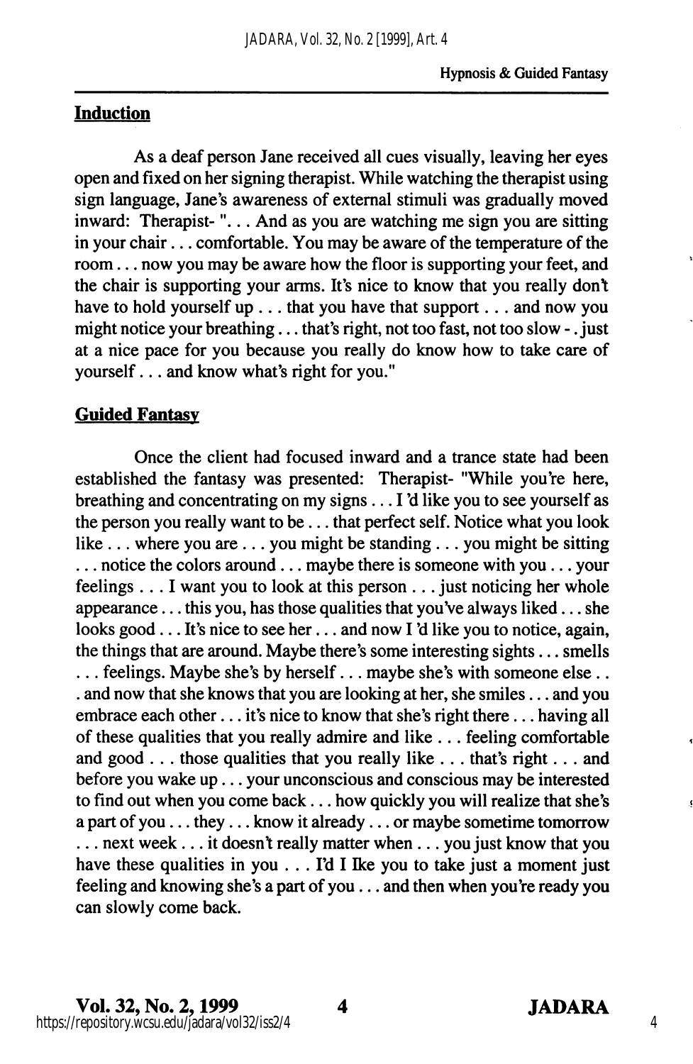## Induction

As a deaf person Jane received all cues visually, leaving her eyes open and fixed on her signing therapist. While watching the therapist using sign language, Jane's awareness of external stimuli was gradually moved inward: Therapist- ". . . And as you are watching me sign you are sitting in your chair . . . comfortable. You may be aware of the temperature of the room . . . now you may be aware how the floor is supporting your feet, and the chair is supporting your arms. It's nice to know that you really don't have to hold yourself up . . . that you have that support . . . and now you might notice your breathing . . . that's right, not too fast, not too slow - . just at a nice pace for you because you really do know how to take care of yourself . . . and know what's right for you."

## Guided Fantasy

Once the client had focused inward and a trance state had been established the fantasy was presented: Therapist- "While you're here, breathing and concentrating on my signs . . . I 'd like you to see yourself as the person you really want to be . . . that perfect self. Notice what you look like . . . where you are . . . you might be standing . . . you might be sitting . . . notice the colors around . . . maybe there is someone with you . . . your feelings . . . I want you to look at this person . . . just noticing her whole appearance . . . this you, has those qualities that you've always liked . . . she looks good . . . It's nice to see her . . . and now I 'd like you to notice, again, the things that are around. Maybe there's some interesting sights . . . smells . . . feelings. Maybe she's by herself . . . maybe she's with someone else . . . and now that she knows that you are looking at her, she smiles . . . and you embrace each other . . . it's nice to know that she's right there . . . having all of these qualities that you really admire and like . . . feeling comfortable and good . . . those qualities that you really like . . . that's right . . . and before you wake up . . . your unconscious and conscious may be interested to find out when you come back . . . how quickly you will realize that she's a part of you . . . they . . . know it already . . . or maybe sometime tomorrow . . . next week . . . it doesn't really matter when . . . you just know that you have these qualities in you . . . I'd I Ike you to take just a moment just feeling and knowing she's a part of you . . . and then when you're ready you can slowly come back.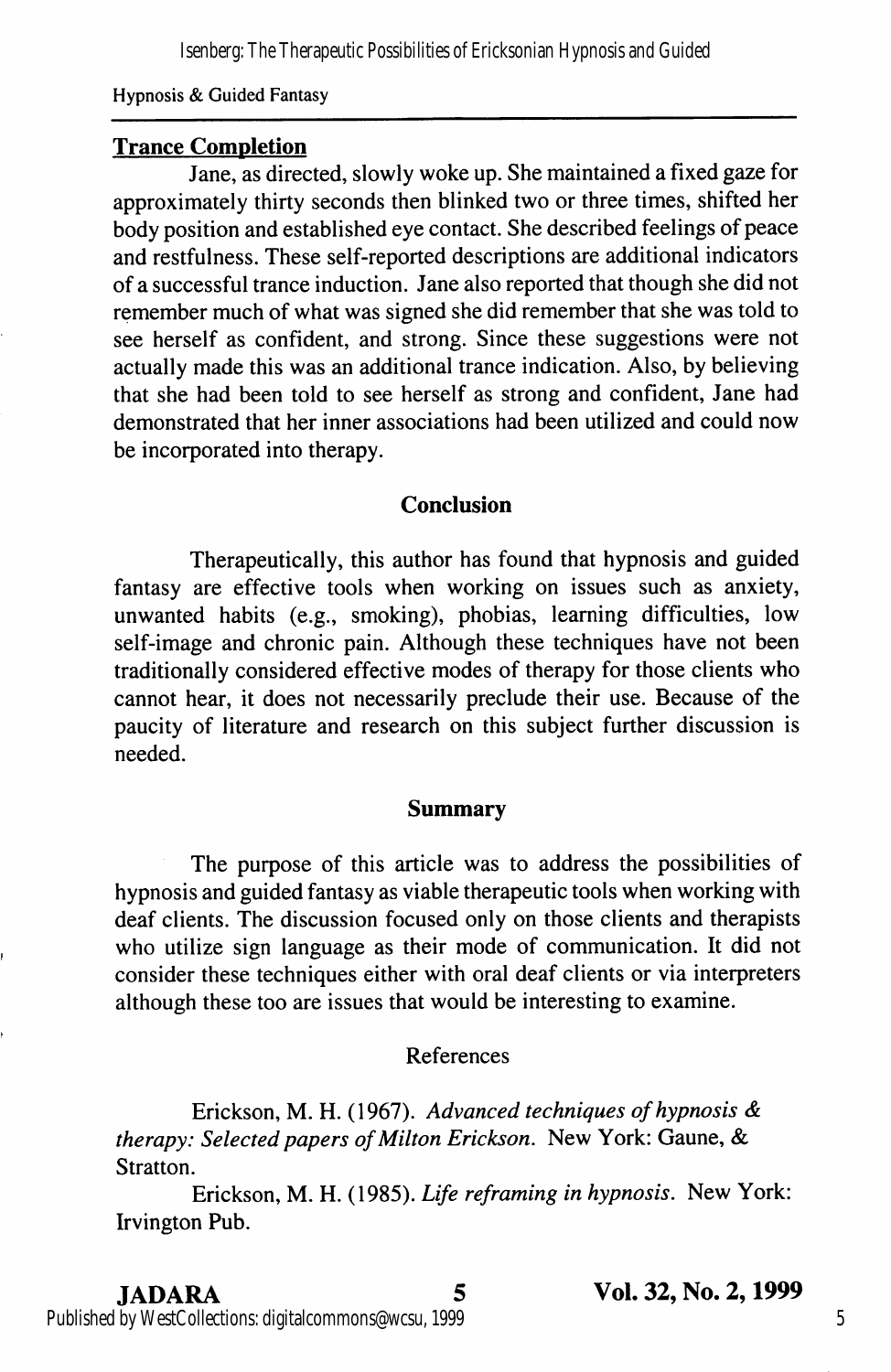**Trance Completion**

Jane, as directed, slowly woke up. She maintained a fixed gaze for approximately thirty seconds then blinked two or three times, shifted her body position and established eye contact. She described feelings of peace and restfulness. These self-reported descriptions are additional indicators of a successful trance induction. Jane also reported that though she did not remember much of what was signed she did remember that she was told to see herself as confident, and strong. Since these suggestions were not actually made this was an additional trance indication. Also, by believing that she had been told to see herself as strong and confident, Jane had demonstrated that her inner associations had been utilized and could now be incorporated into therapy.

## Conclusion

Therapeutically, this author has found that hypnosis and guided fantasy are effective tools when working on issues such as anxiety, unwanted habits (e.g., smoking), phobias, learning difficulties, low self-image and chronic pain. Although these techniques have not been traditionally considered effective modes of therapy for those clients who cannot hear, it does not necessarily preclude their use. Because of the paucity of literature and research on this subject further discussion is needed.

## Summary

The purpose of this article was to address the possibilities of hypnosis and guided fantasy as viable therapeutic tools when working with deaf clients. The discussion focused only on those clients and therapists who utilize sign language as their mode of communication. It did not consider these techniques either with oral deaf clients or via interpreters although these too are issues that would be interesting to examine.

## References

Erickson, M. H. (1967). *Advanced techniques of hypnosis & therapy: Selected papers of Milton Erickson.* New York: Gaune, & Stratton.

Erickson, M. H. (1985). *Life reframing in hypnosis.* New York: Irvington Pub.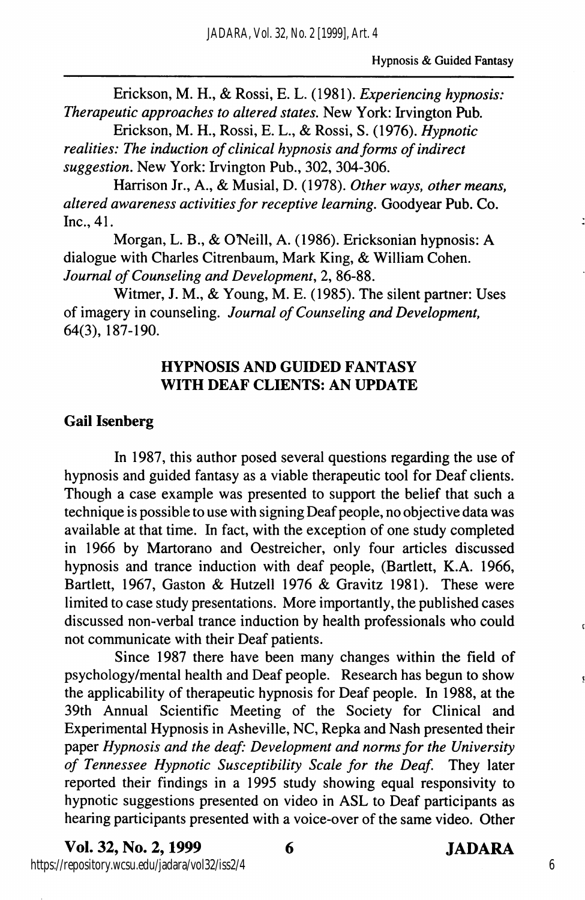Erickson, M. H., & Rossi, E. L. (1981). *Experiencing hypnosis: Therapeutic approaches to altered states.* New York: Irvington Pub.

Erickson, M. H., Rossi, E. L., & Rossi, S. (1976). *Hypnotic realities: The induction of clinical hypnosis and forms of indirect suggestion.* New York: Irvington Pub., 302, 304-306.

Harrison Jr., A., & Musial, D. (1978). *Other ways, other means, altered awareness activities for receptive learning.* Goodyear Pub. Co. Inc., 41.

Morgan, L. B., & O'Neill, A. (1986). Ericksonian hypnosis: A dialogue with Charles Citrenbaum, Mark King, & William Cohen. *Journal of Counseling and Development*, 2, 86-88.

Witmer, J. M., & Young, M. E. (1985). The silent partner: Uses of imagery in counseling. *Journal of Counseling and Development,* 64(3), 187-190.

## HYPNOSIS AND GUIDED FANTASY WITH DEAF CLIENTS: AN UPDATE

**Gail Isenberg**

In 1987, this author posed several questions regarding the use of hypnosis and guided fantasy as a viable therapeutic tool for Deaf clients. Though a case example was presented to support the belief that such a technique is possible to use with signing Deaf people, no objective data was available at that time. In fact, with the exception of one study completed in 1966 by Martorano and Oestreicher, only four articles discussed hypnosis and trance induction with deaf people, (Bartlett, K.A. 1966, Bartlett, 1967, Gaston & Hutzell 1976 & Gravitz 1981). These were limited to case study presentations. More importantly, the published cases discussed non-verbal trance induction by health professionals who could not communicate with their Deaf patients.

Since 1987 there have been many changes within the field of psychology/mental health and Deaf people. Research has begun to show the applicability of therapeutic hypnosis for Deaf people. In 1988, at the 39th Annual Scientific Meeting of the Society for Clinical and Experimental Hypnosis in Asheville, NC, Repka and Nash presented their paper *Hypnosis and the deaf: Development and norms for the University of Tennessee Hypnotic Susceptibility Scale for the Deaf.* They later reported their findings in a 1995 study showing equal responsivity to hypnotic suggestions presented on video in ASL to Deaf participants as hearing participants presented with a voice-over of the same video. Other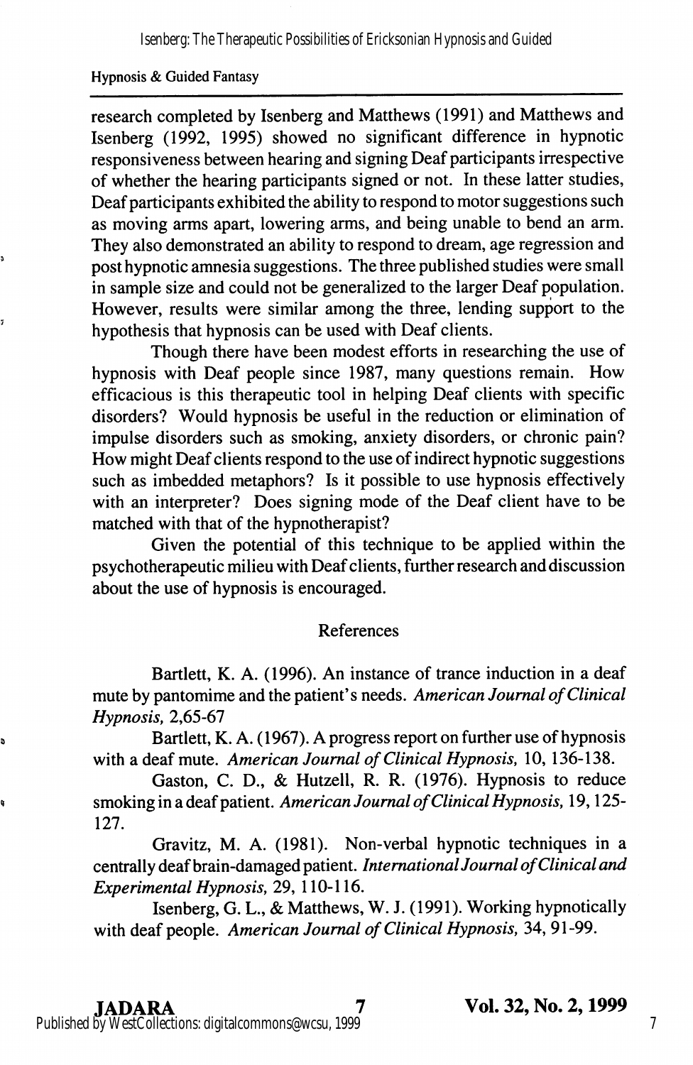research completed by Isenberg and Matthews (1991) and Matthews and Isenberg (1992, 1995) showed no significant difference in hypnotic responsiveness between hearing and signing Deaf participants irrespective of whether the hearing participants signed or not. In these latter studies, Deaf participants exhibited the ability to respond to motor suggestions such as moving arms apart, lowering arms, and being unable to bend an arm. They also demonstrated an ability to respond to dream, age regression and post hypnotic amnesia suggestions. The three published studies were small in sample size and could not be generalized to the larger Deaf population. However, results were similar among the three, lending support to the hypothesis that hypnosis can be used with Deaf clients.

Though there have been modest efforts in researching the use of hypnosis with Deaf people since 1987, many questions remain. How efficacious is this therapeutic tool in helping Deaf clients with specific disorders? Would hypnosis be useful in the reduction or elimination of impulse disorders such as smoking, anxiety disorders, or chronic pain? How might Deaf clients respond to the use of indirect hypnotic suggestions such as imbedded metaphors? Is it possible to use hypnosis effectively with an interpreter? Does signing mode of the Deaf client have to be matched with that of the hypnotherapist?

Given the potential of this technique to be applied within the psychotherapeutic milieu with Deaf clients, further research and discussion about the use of hypnosis is encouraged.

## References

Bartlett, K. A. (1996). An instance of trance induction in a deaf mute by pantomime and the patient's needs. *American Journal of Clinical Hypnosis,* 2,65-67

Bartlett, K. A. (1967). A progress report on further use of hypnosis with a deaf mute. *American Journal of Clinical Hypnosis,* 10, 136-138.

Gaston, C. D., & Hutzell, R. R. (1976). Hypnosis to reduce smoking in a deaf patient. *American Journal of Clinical Hypnosis,* 19, 125-127.

Gravitz, M. A. (1981). Non-verbal hypnotic techniques in a centrally deaf brain-damaged patient. *International Journal of Clinical and Experimental Hypnosis,* 29, 110-116.

Isenberg, G. L., & Matthews, W. J. (1991). Working hypnotically with deaf people. *American Journal of Clinical Hypnosis,* 34, 91-99.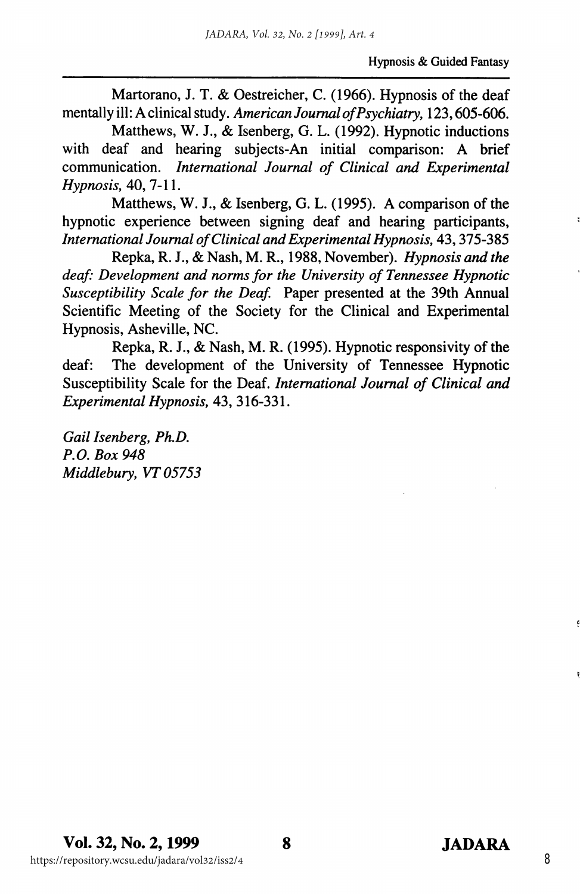Martorano, J. T. & Oestreicher, C. (1966). Hypnosis of the deaf mentally ill: A clinical study. *American Journal of Psychiatry*, 123, 605-606.

Matthews, W. J., & Isenberg, G. L. (1992). Hypnotic inductions with deaf and hearing subjects-An initial comparison: A brief communication. *International Journal of Clinical and Experimental Hypnosis*, 40, 7-11.

Matthews, W. J., & Isenberg, G. L. (1995). A comparison of the hypnotic experience between signing deaf and hearing participants, *International Journal of Clinical and Experimental Hypnosis*, 43, 375-385

Repka, R. J., & Nash, M. R., 1988, November). *Hypnosis and the deaf: Development and norms for the University of Tennessee Hypnotic Susceptibility Scale for the Deaf.* Paper presented at the 39th Annual Scientific Meeting of the Society for the Clinical and Experimental Hypnosis, Asheville, NC.

Repka, R. J., & Nash, M. R. (1995). Hypnotic responsivity of the deaf: The development of the University of Tennessee Hypnotic Susceptibility Scale for the Deaf. *International Journal of Clinical and Experimental Hypnosis*, 43, 316-331.

*Gail Isenberg, Ph.D.*
*P.O. Box 948*
*Middlebury, VT 05753*